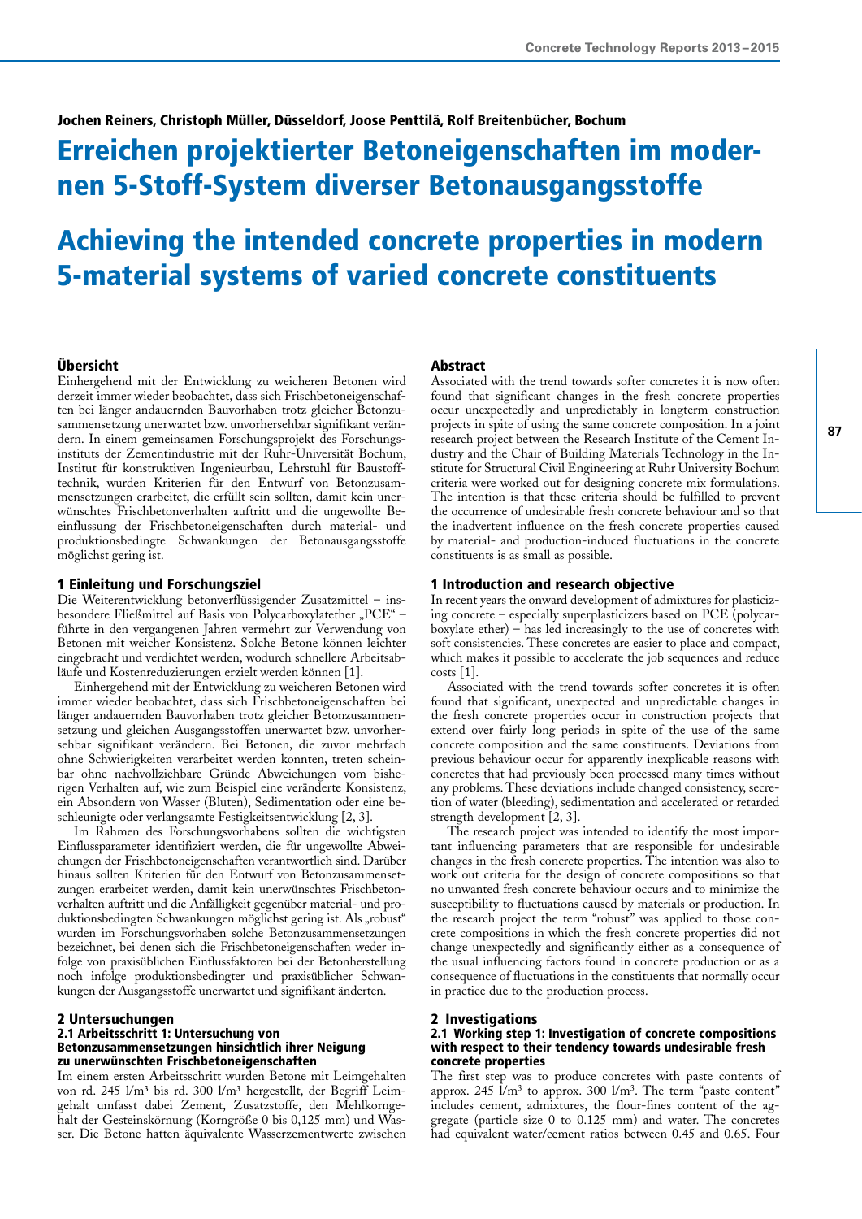Jochen Reiners, Christoph Müller, Düsseldorf, Joose Penttilä, Rolf Breitenbücher, Bochum

# Erreichen projektierter Betoneigenschaften im modernen 5-Stoff-System diverser Betonausgangsstoffe

# Achieving the intended concrete properties in modern 5-material systems of varied concrete constituents

## Übersicht

Einhergehend mit der Entwicklung zu weicheren Betonen wird derzeit immer wieder beobachtet, dass sich Frischbetoneigenschaften bei länger andauernden Bauvorhaben trotz gleicher Betonzusammensetzung unerwartet bzw. unvorhersehbar signifikant verändern. In einem gemeinsamen Forschungsprojekt des Forschungsinstituts der Zementindustrie mit der Ruhr-Universität Bochum, Institut für konstruktiven Ingenieurbau, Lehrstuhl für Baustofftechnik, wurden Kriterien für den Entwurf von Betonzusammensetzungen erarbeitet, die erfüllt sein sollten, damit kein unerwünschtes Frischbetonverhalten auftritt und die ungewollte Beeinflussung der Frischbetoneigenschaften durch material- und produktionsbedingte Schwankungen der Betonausgangsstoffe möglichst gering ist.

## 1 Einleitung und Forschungsziel

Die Weiterentwicklung betonverflüssigender Zusatzmittel – insbesondere Fließmittel auf Basis von Polycarboxylatether „PCE" – führte in den vergangenen Jahren vermehrt zur Verwendung von Betonen mit weicher Konsistenz. Solche Betone können leichter eingebracht und verdichtet werden, wodurch schnellere Arbeitsabläufe und Kostenreduzierungen erzielt werden können [1].

Einhergehend mit der Entwicklung zu weicheren Betonen wird immer wieder beobachtet, dass sich Frischbetoneigenschaften bei länger andauernden Bauvorhaben trotz gleicher Betonzusammensetzung und gleichen Ausgangsstoffen unerwartet bzw. unvorhersehbar signifikant verändern. Bei Betonen, die zuvor mehrfach ohne Schwierigkeiten verarbeitet werden konnten, treten scheinbar ohne nachvollziehbare Gründe Abweichungen vom bisherigen Verhalten auf, wie zum Beispiel eine veränderte Konsistenz, ein Absondern von Wasser (Bluten), Sedimentation oder eine beschleunigte oder verlangsamte Festigkeitsentwicklung [2, 3].

Im Rahmen des Forschungsvorhabens sollten die wichtigsten Einflussparameter identifiziert werden, die für ungewollte Abweichungen der Frischbetoneigenschaften verantwortlich sind. Darüber hinaus sollten Kriterien für den Entwurf von Betonzusammensetzungen erarbeitet werden, damit kein unerwünschtes Frischbetonverhalten auftritt und die Anfälligkeit gegenüber material- und produktionsbedingten Schwankungen möglichst gering ist. Als „robust" wurden im Forschungsvorhaben solche Betonzusammensetzungen bezeichnet, bei denen sich die Frischbetoneigenschaften weder infolge von praxisüblichen Einflussfaktoren bei der Betonherstellung noch infolge produktionsbedingter und praxisüblicher Schwankungen der Ausgangsstoffe unerwartet und signifikant änderten.

## 2 Untersuchungen

### 2.1 Arbeitsschritt 1: Untersuchung von Betonzusammensetzungen hinsichtlich ihrer Neigung zu unerwünschten Frischbetoneigenschaften

Im einem ersten Arbeitsschritt wurden Betone mit Leimgehalten von rd. 245 l/m³ bis rd. 300 l/m³ hergestellt, der Begriff Leimgehalt umfasst dabei Zement, Zusatzstoffe, den Mehlkorngehalt der Gesteinskörnung (Korngröße 0 bis 0,125 mm) und Wasser. Die Betone hatten äquivalente Wasserzementwerte zwischen

## Abstract

Associated with the trend towards softer concretes it is now often found that significant changes in the fresh concrete properties occur unexpectedly and unpredictably in longterm construction projects in spite of using the same concrete composition. In a joint research project between the Research Institute of the Cement Industry and the Chair of Building Materials Technology in the Institute for Structural Civil Engineering at Ruhr University Bochum criteria were worked out for designing concrete mix formulations. The intention is that these criteria should be fulfilled to prevent the occurrence of undesirable fresh concrete behaviour and so that the inadvertent influence on the fresh concrete properties caused by material- and production-induced fluctuations in the concrete constituents is as small as possible.

## 1 Introduction and research objective

In recent years the onward development of admixtures for plasticizing concrete – especially superplasticizers based on PCE (polycarboxylate ether) – has led increasingly to the use of concretes with soft consistencies. These concretes are easier to place and compact, which makes it possible to accelerate the job sequences and reduce costs [1].

Associated with the trend towards softer concretes it is often found that significant, unexpected and unpredictable changes in the fresh concrete properties occur in construction projects that extend over fairly long periods in spite of the use of the same concrete composition and the same constituents. Deviations from previous behaviour occur for apparently inexplicable reasons with concretes that had previously been processed many times without any problems. These deviations include changed consistency, secretion of water (bleeding), sedimentation and accelerated or retarded strength development [2, 3].

The research project was intended to identify the most important influencing parameters that are responsible for undesirable changes in the fresh concrete properties. The intention was also to work out criteria for the design of concrete compositions so that no unwanted fresh concrete behaviour occurs and to minimize the susceptibility to fluctuations caused by materials or production. In the research project the term "robust" was applied to those concrete compositions in which the fresh concrete properties did not change unexpectedly and significantly either as a consequence of the usual influencing factors found in concrete production or as a consequence of fluctuations in the constituents that normally occur in practice due to the production process.

## 2 Investigations

### 2.1 Working step 1: Investigation of concrete compositions with respect to their tendency towards undesirable fresh concrete properties

The first step was to produce concretes with paste contents of approx. 245 l/m³ to approx. 300 l/m³. The term "paste content" includes cement, admixtures, the flour-fines content of the aggregate (particle size 0 to 0.125 mm) and water. The concretes had equivalent water/cement ratios between 0.45 and 0.65. Four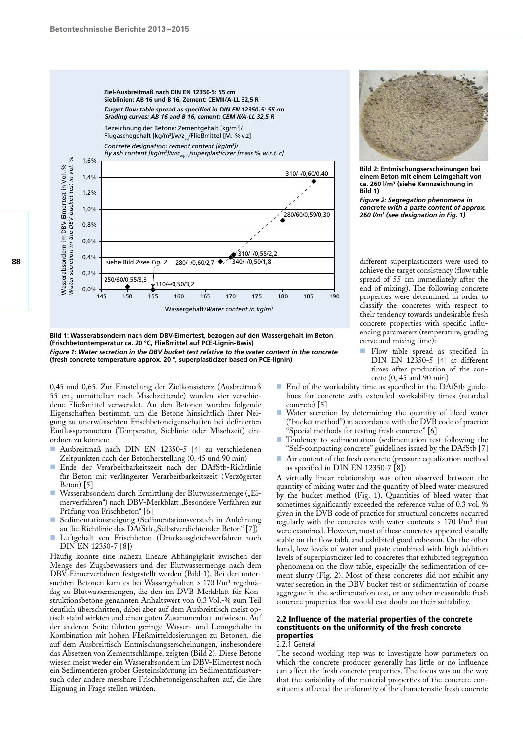Ziel-Ausbreitmaß nach DIN EN 12350-5: 55 cm
Sieblinien: AB 16 und B 16, Zement: CEMII/A-LL 32,5 R

*Target flow table spread as specified in DIN EN 12350-5: 55 cm*
*Grading curves: AB 16 and B 16, cement: CEM II/A-LL 32,5 R*

Bezeichnung der Betone: Zementgehalt [kg/m³]/ Flugaschegehalt [kg/m³]/w/$z_{eq}$/Fließmittel [M.-% v.z]

*Concrete designation: cement content [kg/m³]/ fly ash content [kg/m³]/w/$c_{equiv}$/superplasticizer [mass % w.r.t. c]*

**Bild 1: Wasserabsondern nach dem DBV-Eimertest, bezogen auf den Wassergehalt im Beton (Frischbetontemperatur ca. 20 °C, Fließmittel auf PCE-Lignin-Basis)**

***Figure 1: Water secretion in the DBV bucket test relative to the water content in the concrete*** **(fresh concrete temperature approx. 20 °, superplasticizer based on PCE-lignin)**

**Bild 2: Entmischungserscheinungen bei einem Beton mit einem Leimgehalt von ca. 260 l/m³ (siehe Kennzeichnung in Bild 1)**

***Figure 2: Segregation phenomena in concrete with a paste content of approx. 260 l/m³ (see designation in Fig. 1)***

0,45 und 0,65. Zur Einstellung der Zielkonsistenz (Ausbreitmaß 55 cm, unmittelbar nach Mischzeitende) wurden vier verschiedene Fließmittel verwendet. An den Betonen wurden folgende Eigenschaften bestimmt, um die Betone hinsichtlich ihrer Neigung zu unerwünschten Frischbetoneigenschaften bei definierten Einflussparametern (Temperatur, Sieblinie oder Mischzeit) einordnen zu können:

- Ausbreitmaß nach DIN EN 12350-5 [4] zu verschiedenen Zeitpunkten nach der Betonherstellung (0, 45 und 90 min)
- Ende der Verarbeitbarkeitszeit nach der DAfStb-Richtlinie für Beton mit verlängerter Verarbeitbarkeitszeit (Verzögerter Beton) [5]
- Wasserabsondern durch Ermittlung der Blutwassermenge („Eimerverfahren“) nach DBV-Merkblatt „Besondere Verfahren zur Prüfung von Frischbeton“ [6]
- Sedimentationsneigung (Sedimentationsversuch in Anlehnung an die Richtlinie des DAfStb „Selbstverdichtender Beton“ [7])
- Luftgehalt von Frischbeton (Druckausgleichsverfahren nach DIN EN 12350-7 [8])

Häufig konnte eine nahezu lineare Abhängigkeit zwischen der Menge des Zugabewassers und der Blutwassermenge nach dem DBV-Eimerverfahren festgestellt werden (Bild 1). Bei den untersuchten Betonen kam es bei Wassergehalten > 170 l/m³ regelmäßig zu Blutwassermengen, die den im DVB-Merkblatt für Konstruktionsbetone genannten Anhaltswert von 0,3 Vol.-% zum Teil deutlich überschritten, dabei aber auf dem Ausbreittisch meist optisch stabil wirkten und einen guten Zusammenhalt aufwiesen. Auf der anderen Seite führten geringe Wasser- und Leimgehalte in Kombination mit hohen Fließmitteldosierungen zu Betonen, die auf dem Ausbreittisch Entmischungserscheinungen, insbesondere das Absetzen von Zementschlämpe, zeigten (Bild 2). Diese Betone wiesen meist weder ein Wasserabsondern im DBV-Eimertest noch ein Sedimentieren grober Gesteinskörnung im Sedimentationsversuch oder andere messbare Frischbetoneigenschaften auf, die ihre Eignung in Frage stellen würden.

different superplasticizers were used to achieve the target consistency (flow table spread of 55 cm immediately after the end of mixing). The following concrete properties were determined in order to classify the concretes with respect to their tendency towards undesirable fresh concrete properties with specific influencing parameters (temperature, grading curve and mixing time):

- Flow table spread as specified in DIN EN 12350-5 [4] at different times after production of the concrete (0, 45 and 90 min)
- End of the workability time as specified in the DAfStb guidelines for concrete with extended workability times (retarded concrete) [5]
- Water secretion by determining the quantity of bleed water ("bucket method") in accordance with the DVB code of practice "Special methods for testing fresh concrete" [6]
- Tendency to sedimentation (sedimentation test following the "Self-compacting concrete" guidelines issued by the DAfStb [7]
- Air content of the fresh concrete (pressure equalization method as specified in DIN EN 12350-7 [8])

A virtually linear relationship was often observed between the quantity of mixing water and the quantity of bleed water measured by the bucket method (Fig. 1). Quantities of bleed water that sometimes significantly exceeded the reference value of 0.3 vol. % given in the DVB code of practice for structural concretes occurred regularly with the concretes with water contents > 170 l/m³ that were examined. However, most of these concretes appeared visually stable on the flow table and exhibited good cohesion. On the other hand, low levels of water and paste combined with high addition levels of superplasticizer led to concretes that exhibited segregation phenomena on the flow table, especially the sedimentation of cement slurry (Fig. 2). Most of these concretes did not exhibit any water secretion in the DBV bucket test or sedimentation of coarse aggregate in the sedimentation test, or any other measurable fresh concrete properties that would cast doubt on their suitability.

### 2.2 Influence of the material properties of the concrete constituents on the uniformity of the fresh concrete properties

2.2.1 General

The second working step was to investigate how parameters on which the concrete producer generally has little or no influence can affect the fresh concrete properties. The focus was on the way that the variability of the material properties of the concrete constituents affected the uniformity of the characteristic fresh concrete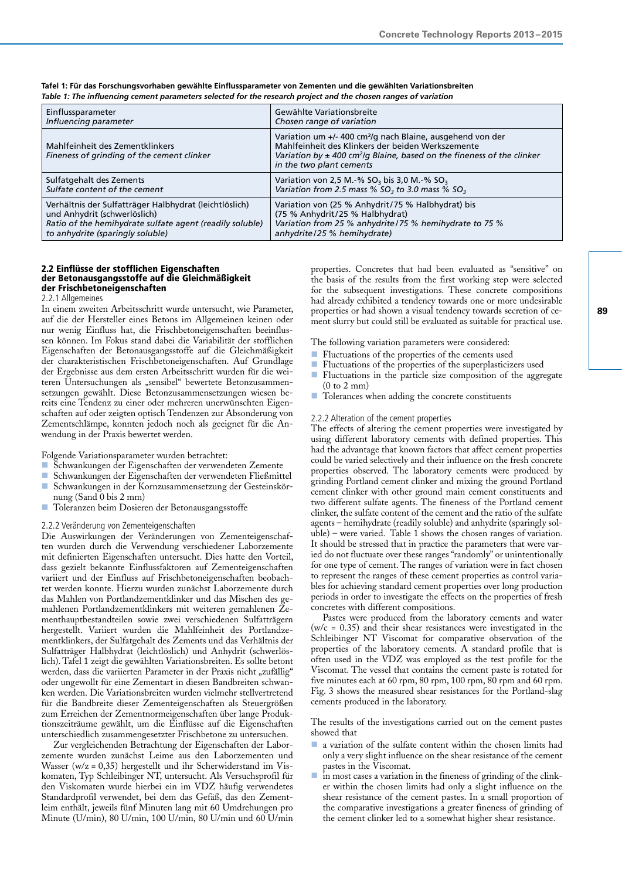**Tafel 1: Für das Forschungsvorhaben gewählte Einflussparameter von Zementen und die gewählten Variationsbreiten**
***Table 1: The influencing cement parameters selected for the research project and the chosen ranges of variation***

| Einflussparameter<br>*Influencing parameter* | Gewählte Variationsbreite<br>*Chosen range of variation* |
|---|---|
| Mahlfeinheit des Zementklinkers<br>*Fineness of grinding of the cement clinker* | Variation um +/- 400 cm²/g nach Blaine, ausgehend von der Mahlfeinheit des Klinkers der beiden Werkszemente<br>*Variation by ± 400 cm²/g Blaine, based on the fineness of the clinker in the two plant cements* |
| Sulfatgehalt des Zements<br>*Sulfate content of the cement* | Variation von 2,5 M.-% $SO_3$ bis 3,0 M.-% $SO_3$<br>*Variation from 2.5 mass % $SO_3$ to 3.0 mass % $SO_3$* |
| Verhältnis der Sulfatträger Halbhydrat (leichtlöslich) und Anhydrit (schwerlöslich)<br>*Ratio of the hemihydrate sulfate agent (readily soluble) to anhydrite (sparingly soluble)* | Variation von (25 % Anhydrit/75 % Halbhydrat) bis (75 % Anhydrit/25 % Halbhydrat)<br>*Variation from 25 % anhydrite/75 % hemihydrate to 75 % anhydrite/25 % hemihydrate)* |

## 2.2 Einflüsse der stofflichen Eigenschaften der Betonausgangsstoffe auf die Gleichmäßigkeit der Frischbetoneigenschaften

### 2.2.1 Allgemeines

In einem zweiten Arbeitsschritt wurde untersucht, wie Parameter, auf die der Hersteller eines Betons im Allgemeinen keinen oder nur wenig Einfluss hat, die Frischbetoneigenschaften beeinflussen können. Im Fokus stand dabei die Variabilität der stofflichen Eigenschaften der Betonausgangsstoffe auf die Gleichmäßigkeit der charakteristischen Frischbetoneigenschaften. Auf Grundlage der Ergebnisse aus dem ersten Arbeitsschritt wurden für die weiteren Untersuchungen als „sensibel" bewertete Betonzusammensetzungen gewählt. Diese Betonzusammensetzungen wiesen bereits eine Tendenz zu einer oder mehreren unerwünschten Eigenschaften auf oder zeigten optisch Tendenzen zur Absonderung von Zementschlämpe, konnten jedoch noch als geeignet für die Anwendung in der Praxis bewertet werden.

Folgende Variationsparameter wurden betrachtet:

- Schwankungen der Eigenschaften der verwendeten Zemente
- Schwankungen der Eigenschaften der verwendeten Fließmittel
- Schwankungen in der Kornzusammensetzung der Gesteinskörnung (Sand 0 bis 2 mm)
- Toleranzen beim Dosieren der Betonausgangsstoffe

### 2.2.2 Veränderung von Zementeigenschaften

Die Auswirkungen der Veränderungen von Zementeigenschaften wurden durch die Verwendung verschiedener Laborzemente mit definierten Eigenschaften untersucht. Dies hatte den Vorteil, dass gezielt bekannte Einflussfaktoren auf Zementeigenschaften variiert und der Einfluss auf Frischbetoneigenschaften beobachtet werden konnte. Hierzu wurden zunächst Laborzemente durch das Mahlen von Portlandzementklinker und das Mischen des gemahlenen Portlandzementklinkers mit weiteren gemahlenen Zementhauptbestandteilen sowie zwei verschiedenen Sulfatträgern hergestellt. Variiert wurden die Mahlfeinheit des Portlandzementklinkers, der Sulfatgehalt des Zements und das Verhältnis der Sulfatträger Halbhydrat (leichtlöslich) und Anhydrit (schwerlöslich). Tafel 1 zeigt die gewählten Variationsbreiten. Es sollte betont werden, dass die variierten Parameter in der Praxis nicht „zufällig" oder ungewollt für eine Zementart in diesen Bandbreiten schwanken werden. Die Variationsbreiten wurden vielmehr stellvertretend für die Bandbreite dieser Zementeigenschaften als Steuergrößen zum Erreichen der Zementnormeigenschaften über lange Produktionszeiträume gewählt, um die Einflüsse auf die Eigenschaften unterschiedlich zusammengesetzter Frischbetone zu untersuchen.

Zur vergleichenden Betrachtung der Eigenschaften der Laborzemente wurden zunächst Leime aus den Laborzementen und Wasser (w/z = 0,35) hergestellt und ihr Scherwiderstand im Viskomaten, Typ Schleibinger NT, untersucht. Als Versuchsprofil für den Viskomaten wurde hierbei ein im VDZ häufig verwendetes Standardprofil verwendet, bei dem das Gefäß, das den Zementleim enthält, jeweils fünf Minuten lang mit 60 Umdrehungen pro Minute (U/min), 80 U/min, 100 U/min, 80 U/min und 60 U/min properties. Concretes that had been evaluated as "sensitive" on the basis of the results from the first working step were selected for the subsequent investigations. These concrete compositions had already exhibited a tendency towards one or more undesirable properties or had shown a visual tendency towards secretion of cement slurry but could still be evaluated as suitable for practical use.

The following variation parameters were considered:

- Fluctuations of the properties of the cements used
- Fluctuations of the properties of the superplasticizers used
- Fluctuations in the particle size composition of the aggregate (0 to 2 mm)
- Tolerances when adding the concrete constituents

### 2.2.2 Alteration of the cement properties

The effects of altering the cement properties were investigated by using different laboratory cements with defined properties. This had the advantage that known factors that affect cement properties could be varied selectively and their influence on the fresh concrete properties observed. The laboratory cements were produced by grinding Portland cement clinker and mixing the ground Portland cement clinker with other ground main cement constituents and two different sulfate agents. The fineness of the Portland cement clinker, the sulfate content of the cement and the ratio of the sulfate agents – hemihydrate (readily soluble) and anhydrite (sparingly soluble) – were varied. Table 1 shows the chosen ranges of variation. It should be stressed that in practice the parameters that were varied do not fluctuate over these ranges "randomly" or unintentionally for one type of cement. The ranges of variation were in fact chosen to represent the ranges of these cement properties as control variables for achieving standard cement properties over long production periods in order to investigate the effects on the properties of fresh concretes with different compositions.

Pastes were produced from the laboratory cements and water (w/c = 0.35) and their shear resistances were investigated in the Schleibinger NT Viscomat for comparative observation of the properties of the laboratory cements. A standard profile that is often used in the VDZ was employed as the test profile for the Viscomat. The vessel that contains the cement paste is rotated for five minutes each at 60 rpm, 80 rpm, 100 rpm, 80 rpm and 60 rpm. Fig. 3 shows the measured shear resistances for the Portland-slag cements produced in the laboratory.

The results of the investigations carried out on the cement pastes showed that

- a variation of the sulfate content within the chosen limits had only a very slight influence on the shear resistance of the cement pastes in the Viscomat.
- in most cases a variation in the fineness of grinding of the clinker within the chosen limits had only a slight influence on the shear resistance of the cement pastes. In a small proportion of the comparative investigations a greater fineness of grinding of the cement clinker led to a somewhat higher shear resistance.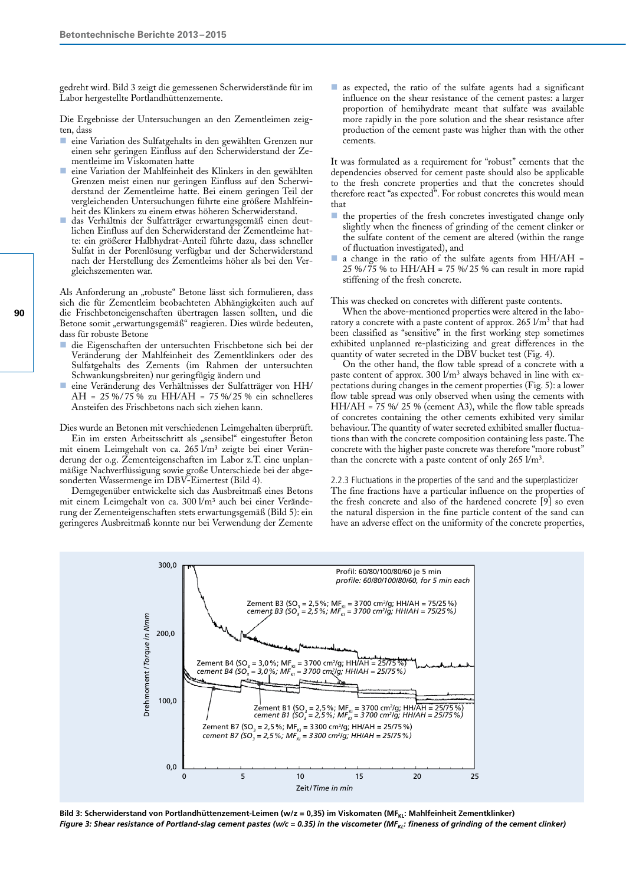gedreht wird. Bild 3 zeigt die gemessenen Scherwiderstände für im Labor hergestellte Portlandhüttenzemente.

Die Ergebnisse der Untersuchungen an den Zementleimen zeigten, dass

- eine Variation des Sulfatgehalts in den gewählten Grenzen nur einen sehr geringen Einfluss auf den Scherwiderstand der Zementleime im Viskomaten hatte
- eine Variation der Mahlfeinheit des Klinkers in den gewählten Grenzen meist einen nur geringen Einfluss auf den Scherwiderstand der Zementleime hatte. Bei einem geringen Teil der vergleichenden Untersuchungen führte eine größere Mahlfeinheit des Klinkers zu einem etwas höheren Scherwiderstand.
- das Verhältnis der Sulfatträger erwartungsgemäß einen deutlichen Einfluss auf den Scherwiderstand der Zementleime hatte: ein größerer Halbhydrat-Anteil führte dazu, dass schneller Sulfat in der Porenlösung verfügbar und der Scherwiderstand nach der Herstellung des Zementleims höher als bei den Vergleichszementen war.

Als Anforderung an „robuste" Betone lässt sich formulieren, dass sich die für Zementleim beobachteten Abhängigkeiten auch auf die Frischbetoneigenschaften übertragen lassen sollten, und die Betone somit „erwartungsgemäß" reagieren. Dies würde bedeuten, dass für robuste Betone

- die Eigenschaften der untersuchten Frischbetone sich bei der Veränderung der Mahlfeinheit des Zementklinkers oder des Sulfatgehalts des Zements (im Rahmen der untersuchten Schwankungsbreiten) nur geringfügig ändern und
- eine Veränderung des Verhältnisses der Sulfatträger von HH/AH = 25 %/75 % zu HH/AH = 75 %/25 % ein schnelleres Ansteifen des Frischbetons nach sich ziehen kann.

Dies wurde an Betonen mit verschiedenen Leimgehalten überprüft.

Ein im ersten Arbeitsschritt als „sensibel" eingestufter Beton mit einem Leimgehalt von ca. 265 l/m³ zeigte bei einer Veränderung der o.g. Zementeigenschaften im Labor z.T. eine unplanmäßige Nachverflüssigung sowie große Unterschiede bei der abgesonderten Wassermenge im DBV-Eimertest (Bild 4).

Demgegenüber entwickelte sich das Ausbreitmaß eines Betons mit einem Leimgehalt von ca. 300 l/m³ auch bei einer Veränderung der Zementeigenschaften stets erwartungsgemäß (Bild 5): ein geringeres Ausbreitmaß konnte nur bei Verwendung der Zemente

- as expected, the ratio of the sulfate agents had a significant influence on the shear resistance of the cement pastes: a larger proportion of hemihydrate meant that sulfate was available more rapidly in the pore solution and the shear resistance after production of the cement paste was higher than with the other cements.

It was formulated as a requirement for "robust" cements that the dependencies observed for cement paste should also be applicable to the fresh concrete properties and that the concretes should therefore react "as expected". For robust concretes this would mean that

- the properties of the fresh concretes investigated change only slightly when the fineness of grinding of the cement clinker or the sulfate content of the cement are altered (within the range of fluctuation investigated), and
- a change in the ratio of the sulfate agents from HH/AH = 25 %/75 % to HH/AH = 75 %/25 % can result in more rapid stiffening of the fresh concrete.

This was checked on concretes with different paste contents.

When the above-mentioned properties were altered in the laboratory a concrete with a paste content of approx. 265 l/m³ that had been classified as "sensitive" in the first working step sometimes exhibited unplanned re-plasticizing and great differences in the quantity of water secreted in the DBV bucket test (Fig. 4).

On the other hand, the flow table spread of a concrete with a paste content of approx. 300 l/m³ always behaved in line with expectations during changes in the cement properties (Fig. 5): a lower flow table spread was only observed when using the cements with HH/AH = 75 %/ 25 % (cement A3), while the flow table spreads of concretes containing the other cements exhibited very similar behaviour. The quantity of water secreted exhibited smaller fluctuations than with the concrete composition containing less paste. The concrete with the higher paste concrete was therefore "more robust" than the concrete with a paste content of only 265 l/m³.

### 2.2.3 Fluctuations in the properties of the sand and the superplasticizer

The fine fractions have a particular influence on the properties of the fresh concrete and also of the hardened concrete [9] so even the natural dispersion in the fine particle content of the sand can have an adverse effect on the uniformity of the concrete properties,

**Bild 3: Scherwiderstand von Portlandhüttenzement-Leimen (w/z = 0,35) im Viskomaten ($MF_{KL}$: Mahlfeinheit Zementklinker)**
***Figure 3: Shear resistance of Portland-slag cement pastes (w/c = 0.35) in the viscometer ($MF_{KL}$: fineness of grinding of the cement clinker)***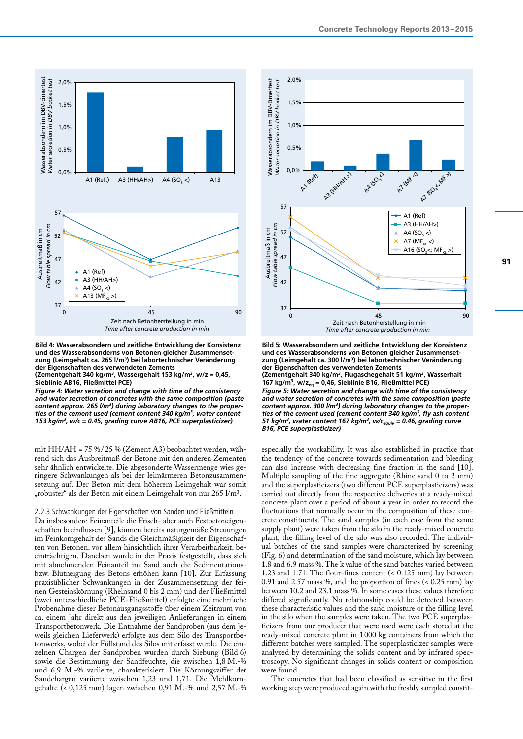Bild 4: Wasserabsondern und zeitliche Entwicklung der Konsistenz und des Wasserabsonderns von Betonen gleicher Zusammensetzung (Leimgehalt ca. 265 l/m³) bei labortechnischer Veränderung der Eigenschaften des verwendeten Zements
**(Zementgehalt 340 kg/m³, Wassergehalt 153 kg/m³, w/z = 0,45, Sieblinie AB16, Fließmittel PCE)**

***Figure 4: Water secretion and change with time of the consistency and water secretion of concretes with the same composition (paste content approx. 265 l/m³) during laboratory changes to the properties of the cement used (cement content 340 kg/m³, water content 153 kg/m³, w/c = 0.45, grading curve AB16, PCE superplasticizer)***

**Bild 5: Wasserabsondern und zeitliche Entwicklung der Konsistenz und des Wasserabsonderns von Betonen gleicher Zusammensetzung (Leimgehalt ca. 300 l/m³) bei labortechnischer Veränderung der Eigenschaften des verwendeten Zements**
**(Zementgehalt 340 kg/m³, Flugaschegehalt 51 kg/m³, Wasserhalt 167 kg/m³, $w/z_{eq}$ = 0,46, Sieblinie B16, Fließmittel PCE)**

***Figure 5: Water secretion and change with time of the consistency and water secretion of concretes with the same composition (paste content approx. 300 l/m³) during laboratory changes to the properties of the cement used (cement content 340 kg/m³, fly ash content 51 kg/m³, water content 167 kg/m³, $w/c_{equiv}$ = 0.46, grading curve B16, PCE superplasticizer)***

mit HH/AH = 75 %/25 % (Zement A3) beobachtet werden, während sich das Ausbreitmaß der Betone mit den anderen Zementen sehr ähnlich entwickelte. Die abgesonderte Wassermenge wies geringere Schwankungen als bei der leimärmeren Betonzusammensetzung auf. Der Beton mit dem höherem Leimgehalt war somit „robuster" als der Beton mit einem Leimgehalt von nur 265 l/m³.

### 2.2.3 Schwankungen der Eigenschaften von Sanden und Fließmitteln

Da insbesondere Feinanteile die Frisch- aber auch Festbetoneigenschaften beeinflussen [9], können bereits naturgemäße Streuungen im Feinkorngehalt des Sands die Gleichmäßigkeit der Eigenschaften von Betonen, vor allem hinsichtlich ihrer Verarbeitbarkeit, beeinträchtigen. Daneben wurde in der Praxis festgestellt, dass sich mit abnehmendem Feinanteil im Sand auch die Sedimentations- bzw. Blutneigung des Betons erhöhen kann [10]. Zur Erfassung praxisüblicher Schwankungen in der Zusammensetzung der feinen Gesteinskörnung (Rheinsand 0 bis 2 mm) und der Fließmittel (zwei unterschiedliche PCE-Fließmittel) erfolgte eine mehrfache Probenahme dieser Betonausgangsstoffe über einem Zeitraum von ca. einem Jahr direkt aus den jeweiligen Anlieferungen in einem Transportbetonwerk. Die Entnahme der Sandproben (aus dem jeweils gleichen Lieferwerk) erfolgte aus dem Silo des Transportbetonwerks, wobei der Füllstand des Silos mit erfasst wurde. Die einzelnen Chargen der Sandproben wurden durch Siebung (Bild 6) sowie die Bestimmung der Sandfeuchte, die zwischen 1,8 M.-% und 6,9 M.-% variierte, charakterisiert. Die Körnungsziffer der Sandchargen variierte zwischen 1,23 und 1,71. Die Mehlkorngehalte (< 0,125 mm) lagen zwischen 0,91 M.-% und 2,57 M.-%

especially the workability. It was also established in practice that the tendency of the concrete towards sedimentation and bleeding can also increase with decreasing fine fraction in the sand [10]. Multiple sampling of the fine aggregate (Rhine sand 0 to 2 mm) and the superplasticizers (two different PCE superplasticizers) was carried out directly from the respective deliveries at a ready-mixed concrete plant over a period of about a year in order to record the fluctuations that normally occur in the composition of these concrete constituents. The sand samples (in each case from the same supply plant) were taken from the silo in the ready-mixed concrete plant; the filling level of the silo was also recorded. The individual batches of the sand samples were characterized by screening (Fig. 6) and determination of the sand moisture, which lay between 1.8 and 6.9 mass %. The k value of the sand batches varied between 1.23 and 1.71. The flour-fines content (< 0.125 mm) lay between 0.91 and 2.57 mass %, and the proportion of fines (< 0.25 mm) lay between 10.2 and 23.1 mass %. In some cases these values therefore differed significantly. No relationship could be detected between these characteristic values and the sand moisture or the filling level in the silo when the samples were taken. The two PCE superplasticizers from one producer that were used were each stored at the ready-mixed concrete plant in 1 000 kg containers from which the different batches were sampled. The superplasticizer samples were analyzed by determining the solids content and by infrared spectroscopy. No significant changes in solids content or composition were found.

The concretes that had been classified as sensitive in the first working step were produced again with the freshly sampled constit-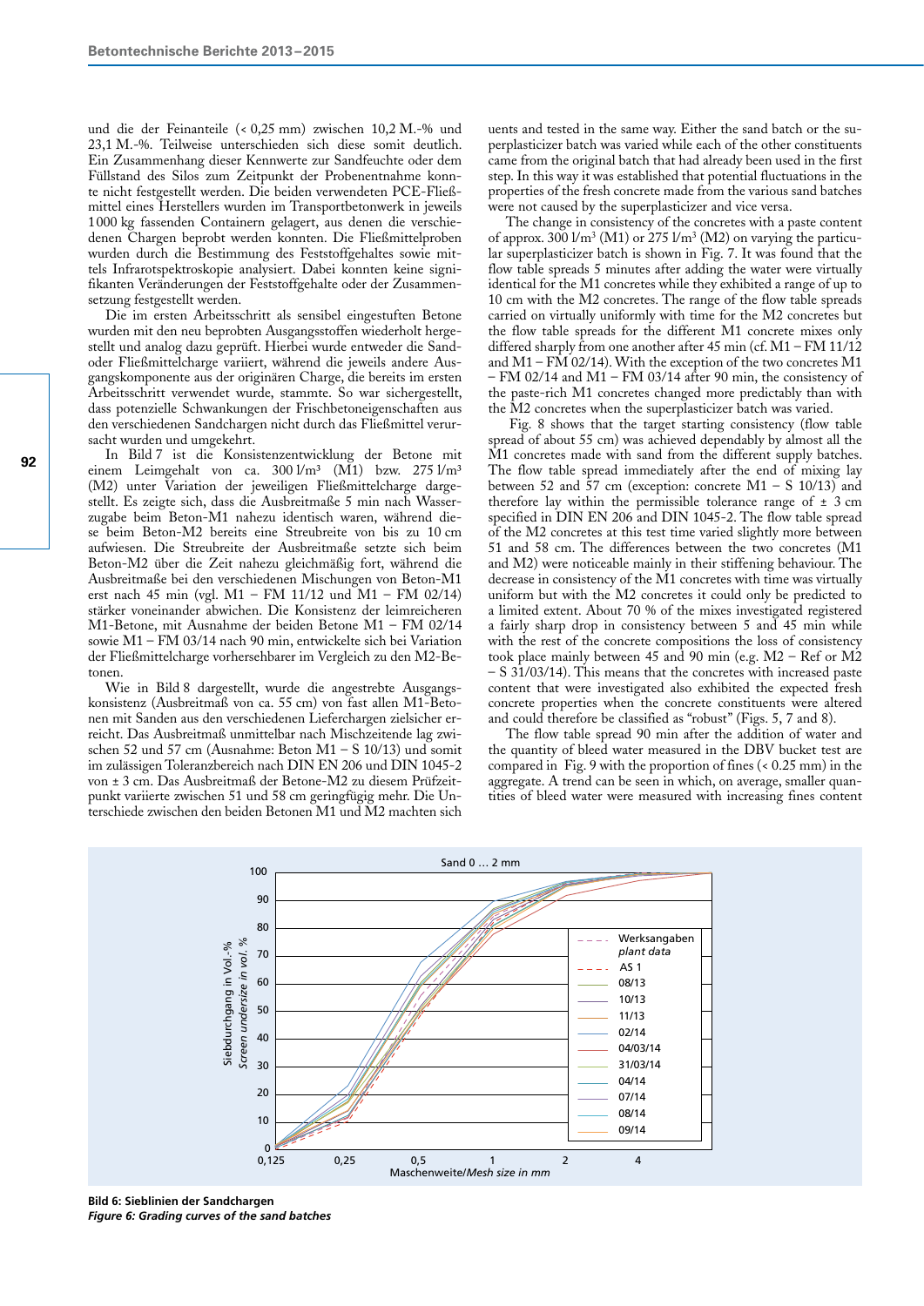und die der Feinanteile (< 0,25 mm) zwischen 10,2 M.-% und 23,1 M.-%. Teilweise unterschieden sich diese somit deutlich. Ein Zusammenhang dieser Kennwerte zur Sandfeuchte oder dem Füllstand des Silos zum Zeitpunkt der Probenentnahme konnte nicht festgestellt werden. Die beiden verwendeten PCE-Fließmittel eines Herstellers wurden im Transportbetonwerk in jeweils 1000 kg fassenden Containern gelagert, aus denen die verschiedenen Chargen beprobt werden konnten. Die Fließmittelproben wurden durch die Bestimmung des Feststoffgehaltes sowie mittels Infrarotspektroskopie analysiert. Dabei konnten keine signifikanten Veränderungen der Feststoffgehalte oder der Zusammensetzung festgestellt werden.

Die im ersten Arbeitsschritt als sensibel eingestuften Betone wurden mit den neu beprobten Ausgangsstoffen wiederholt hergestellt und analog dazu geprüft. Hierbei wurde entweder die Sand- oder Fließmittelcharge variiert, während die jeweils andere Ausgangskomponente aus der originären Charge, die bereits im ersten Arbeitsschritt verwendet wurde, stammte. So war sichergestellt, dass potenzielle Schwankungen der Frischbetoneigenschaften aus den verschiedenen Sandchargen nicht durch das Fließmittel verursacht wurden und umgekehrt.

In Bild 7 ist die Konsistenzentwicklung der Betone mit einem Leimgehalt von ca. 300 l/m³ (M1) bzw. 275 l/m³ (M2) unter Variation der jeweiligen Fließmittelcharge dargestellt. Es zeigte sich, dass die Ausbreitmaße 5 min nach Wasserzugabe beim Beton-M1 nahezu identisch waren, während diese beim Beton-M2 bereits eine Streubreite von bis zu 10 cm aufwiesen. Die Streubreite der Ausbreitmaße setzte sich beim Beton-M2 über die Zeit nahezu gleichmäßig fort, während die Ausbreitmaße bei den verschiedenen Mischungen von Beton-M1 erst nach 45 min (vgl. M1 – FM 11/12 und M1 – FM 02/14) stärker voneinander abwichen. Die Konsistenz der leimreicheren M1-Betone, mit Ausnahme der beiden Betone M1 – FM 02/14 sowie M1 – FM 03/14 nach 90 min, entwickelte sich bei Variation der Fließmittelcharge vorhersehbarer im Vergleich zu den M2-Betonen.

Wie in Bild 8 dargestellt, wurde die angestrebte Ausgangskonsistenz (Ausbreitmaß von ca. 55 cm) von fast allen M1-Betonen mit Sanden aus den verschiedenen Lieferchargen zielsicher erreicht. Das Ausbreitmaß unmittelbar nach Mischzeitende lag zwischen 52 und 57 cm (Ausnahme: Beton M1 – S 10/13) und somit im zulässigen Toleranzbereich nach DIN EN 206 und DIN 1045-2 von ± 3 cm. Das Ausbreitmaß der Betone-M2 zu diesem Prüfzeitpunkt variierte zwischen 51 und 58 cm geringfügig mehr. Die Unterschiede zwischen den beiden Betonen M1 und M2 machten sich

uents and tested in the same way. Either the sand batch or the superplasticizer batch was varied while each of the other constituents came from the original batch that had already been used in the first step. In this way it was established that potential fluctuations in the properties of the fresh concrete made from the various sand batches were not caused by the superplasticizer and vice versa.

The change in consistency of the concretes with a paste content of approx. 300 l/m³ (M1) or 275 l/m³ (M2) on varying the particular superplasticizer batch is shown in Fig. 7. It was found that the flow table spreads 5 minutes after adding the water were virtually identical for the M1 concretes while they exhibited a range of up to 10 cm with the M2 concretes. The range of the flow table spreads carried on virtually uniformly with time for the M2 concretes but the flow table spreads for the different M1 concrete mixes only differed sharply from one another after 45 min (cf. M1 – FM 11/12 and M1 – FM 02/14). With the exception of the two concretes M1 – FM 02/14 and M1 – FM 03/14 after 90 min, the consistency of the paste-rich M1 concretes changed more predictably than with the M2 concretes when the superplasticizer batch was varied.

Fig. 8 shows that the target starting consistency (flow table spread of about 55 cm) was achieved dependably by almost all the M1 concretes made with sand from the different supply batches. The flow table spread immediately after the end of mixing lay between 52 and 57 cm (exception: concrete M1 – S 10/13) and therefore lay within the permissible tolerance range of ± 3 cm specified in DIN EN 206 and DIN 1045-2. The flow table spread of the M2 concretes at this test time varied slightly more between 51 and 58 cm. The differences between the two concretes (M1 and M2) were noticeable mainly in their stiffening behaviour. The decrease in consistency of the M1 concretes with time was virtually uniform but with the M2 concretes it could only be predicted to a limited extent. About 70 % of the mixes investigated registered a fairly sharp drop in consistency between 5 and 45 min while with the rest of the concrete compositions the loss of consistency took place mainly between 45 and 90 min (e.g. M2 – Ref or M2 – S 31/03/14). This means that the concretes with increased paste content that were investigated also exhibited the expected fresh concrete properties when the concrete constituents were altered and could therefore be classified as "robust" (Figs. 5, 7 and 8).

The flow table spread 90 min after the addition of water and the quantity of bleed water measured in the DBV bucket test are compared in Fig. 9 with the proportion of fines (< 0.25 mm) in the aggregate. A trend can be seen in which, on average, smaller quantities of bleed water were measured with increasing fines content

**Bild 6: Sieblinien der Sandchargen**
***Figure 6: Grading curves of the sand batches***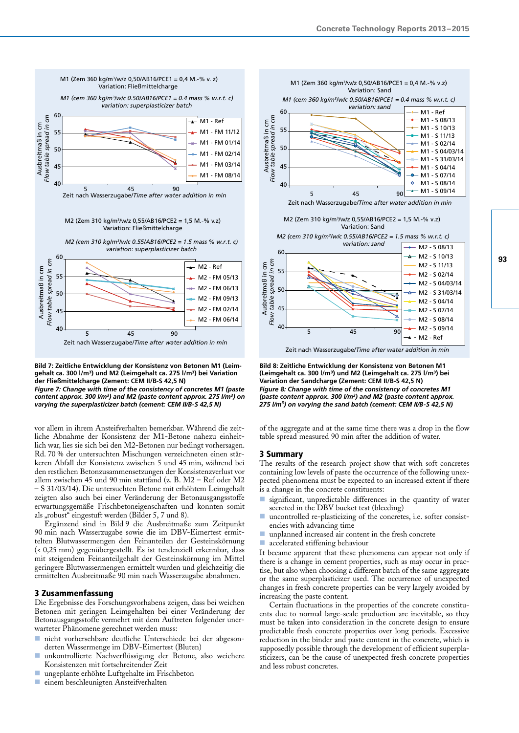**Bild 7: Zeitliche Entwicklung der Konsistenz von Betonen M1 (Leimgehalt ca. 300 l/m³) und M2 (Leimgehalt ca. 275 l/m³) bei Variation der Fließmittelcharge (Zement: CEM II/B-S 42,5 N)**

***Figure 7: Change with time of the consistency of concretes M1 (paste content approx. 300 l/m³) and M2 (paste content approx. 275 l/m³) on varying the superplasticizer batch (cement: CEM II/B-S 42,5 N)***

**Bild 8: Zeitliche Entwicklung der Konsistenz von Betonen M1 (Leimgehalt ca. 300 l/m³) und M2 (Leimgehalt ca. 275 l/m³) bei Variation der Sandcharge (Zement: CEM II/B-S 42,5 N)**

***Figure 8: Change with time of the consistency of concretes M1 (paste content approx. 300 l/m³) and M2 (paste content approx. 275 l/m³) on varying the sand batch (cement: CEM II/B-S 42,5 N)***

vor allem in ihrem Ansteifverhalten bemerkbar. Während die zeitliche Abnahme der Konsistenz der M1-Betone nahezu einheitlich war, lies sie sich bei den M2-Betonen nur bedingt vorhersagen. Rd. 70 % der untersuchten Mischungen verzeichneten einen stärkeren Abfall der Konsistenz zwischen 5 und 45 min, während bei den restlichen Betonzusammensetzungen der Konsistenzverlust vor allem zwischen 45 und 90 min stattfand (z. B. M2 – Ref oder M2 – S 31/03/14). Die untersuchten Betone mit erhöhtem Leimgehalt zeigten also auch bei einer Veränderung der Betonausgangsstoffe erwartungsgemäße Frischbetoneigenschaften und konnten somit als „robust" eingestuft werden (Bilder 5, 7 und 8).

Ergänzend sind in Bild 9 die Ausbreitmaße zum Zeitpunkt 90 min nach Wasserzugabe sowie die im DBV-Eimertest ermittelten Blutwassermengen den Feinanteilen der Gesteinskörnung (< 0,25 mm) gegenübergestellt. Es ist tendenziell erkennbar, dass mit steigendem Feinanteilgehalt der Gesteinskörnung im Mittel geringere Blutwassermengen ermittelt wurden und gleichzeitig die ermittelten Ausbreitmaße 90 min nach Wasserzugabe abnahmen.

## 3 Zusammenfassung

Die Ergebnisse des Forschungsvorhabens zeigen, dass bei weichen Betonen mit geringen Leimgehalten bei einer Veränderung der Betonausgangsstoffe vermehrt mit dem Auftreten folgender unerwarteter Phänomene gerechnet werden muss:

- nicht vorhersehbare deutliche Unterschiede bei der abgesonderten Wassermenge im DBV-Eimertest (Bluten)
- unkontrollierte Nachverflüssigung der Betone, also weichere Konsistenzen mit fortschreitender Zeit
- ungeplante erhöhte Luftgehalte im Frischbeton
- einem beschleunigten Ansteifverhalten

of the aggregate and at the same time there was a drop in the flow table spread measured 90 min after the addition of water.

## 3 Summary

The results of the research project show that with soft concretes containing low levels of paste the occurrence of the following unexpected phenomena must be expected to an increased extent if there is a change in the concrete constituents:

- significant, unpredictable differences in the quantity of water secreted in the DBV bucket test (bleeding)
- uncontrolled re-plasticizing of the concretes, i.e. softer consistencies with advancing time
- unplanned increased air content in the fresh concrete
- accelerated stiffening behaviour

It became apparent that these phenomena can appear not only if there is a change in cement properties, such as may occur in practise, but also when choosing a different batch of the same aggregate or the same superplasticizer used. The occurrence of unexpected changes in fresh concrete properties can be very largely avoided by increasing the paste content.

Certain fluctuations in the properties of the concrete constituents due to normal large-scale production are inevitable, so they must be taken into consideration in the concrete design to ensure predictable fresh concrete properties over long periods. Excessive reduction in the binder and paste content in the concrete, which is supposedly possible through the development of efficient superplasticizers, can be the cause of unexpected fresh concrete properties and less robust concretes.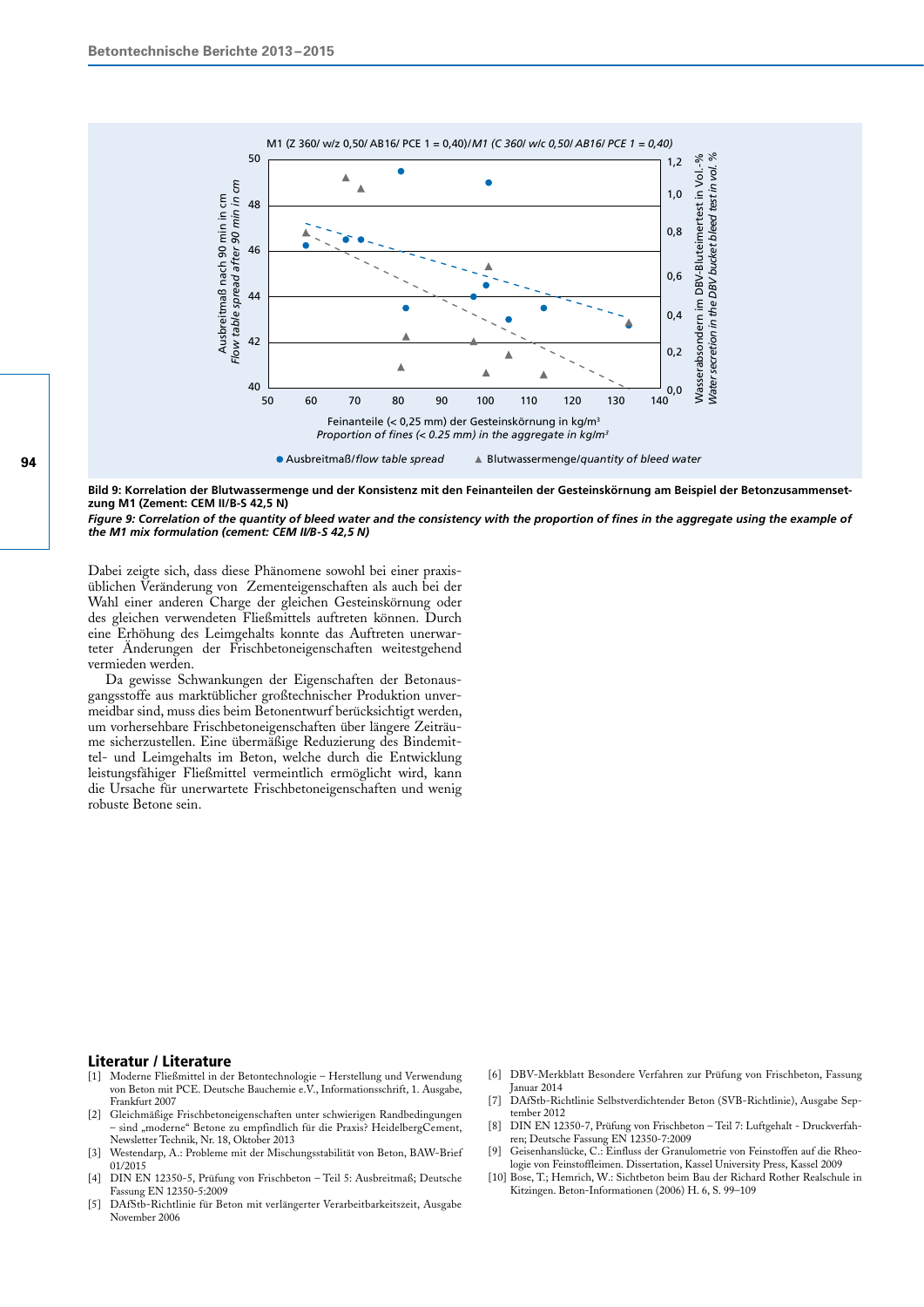M1 (Z 360/ w/z 0,50/ AB16/ PCE 1 = 0,40)/*M1 (C 360/ w/c 0,50/ AB16/ PCE 1 = 0,40)*

Ausbreitmaß nach 90 min in cm
*Flow table spread after 90 min in cm*

50
48
46
44
42
40

Wasserabsondern im DBV-Bluteimertest in Vol.-%
*Water secretion in the DBV bucket bleed test in vol. %*

1,2
1,0
0,8
0,6
0,4
0,2
0,0

50 60 70 80 90 100 110 120 130 140

Feinanteile (< 0,25 mm) der Gesteinskörnung in kg/m³
*Proportion of fines (< 0.25 mm) in the aggregate in kg/m³*

● Ausbreitmaß/*flow table spread* ▲ Blutwassermenge/*quantity of bleed water*

**Bild 9: Korrelation der Blutwassermenge und der Konsistenz mit den Feinanteilen der Gesteinskörnung am Beispiel der Betonzusammensetzung M1 (Zement: CEM II/B-S 42,5 N)**

***Figure 9: Correlation of the quantity of bleed water and the consistency with the proportion of fines in the aggregate using the example of the M1 mix formulation (cement: CEM II/B-S 42,5 N)***

Dabei zeigte sich, dass diese Phänomene sowohl bei einer praxisüblichen Veränderung von Zementeigenschaften als auch bei der Wahl einer anderen Charge der gleichen Gesteinskörnung oder des gleichen verwendeten Fließmittels auftreten können. Durch eine Erhöhung des Leimgehalts konnte das Auftreten unerwarteter Änderungen der Frischbetoneigenschaften weitestgehend vermieden werden.

Da gewisse Schwankungen der Eigenschaften der Betonausgangsstoffe aus marktüblicher großtechnischer Produktion unvermeidbar sind, muss dies beim Betonentwurf berücksichtigt werden, um vorhersehbare Frischbetoneigenschaften über längere Zeiträume sicherzustellen. Eine übermäßige Reduzierung des Bindemittel- und Leimgehalts im Beton, welche durch die Entwicklung leistungsfähiger Fließmittel vermeintlich ermöglicht wird, kann die Ursache für unerwartete Frischbetoneigenschaften und wenig robuste Betone sein.

## Literatur / Literature

[1] Moderne Fließmittel in der Betontechnologie – Herstellung und Verwendung von Beton mit PCE. Deutsche Bauchemie e.V., Informationsschrift, 1. Ausgabe, Frankfurt 2007

[2] Gleichmäßige Frischbetoneigenschaften unter schwierigen Randbedingungen – sind „moderne" Betone zu empfindlich für die Praxis? HeidelbergCement, Newsletter Technik, Nr. 18, Oktober 2013

[3] Westendarp, A.: Probleme mit der Mischungsstabilität von Beton, BAW-Brief 01/2015

[4] DIN EN 12350-5, Prüfung von Frischbeton – Teil 5: Ausbreitmaß; Deutsche Fassung EN 12350-5:2009

[5] DAfStb-Richtlinie für Beton mit verlängerter Verarbeitbarkeitszeit, Ausgabe November 2006

[6] DBV-Merkblatt Besondere Verfahren zur Prüfung von Frischbeton, Fassung Januar 2014

[7] DAfStb-Richtlinie Selbstverdichtender Beton (SVB-Richtlinie), Ausgabe September 2012

[8] DIN EN 12350-7, Prüfung von Frischbeton – Teil 7: Luftgehalt - Druckverfahren; Deutsche Fassung EN 12350-7:2009

[9] Geisenhanslücke, C.: Einfluss der Granulometrie von Feinstoffen auf die Rheologie von Feinstoffleimen. Dissertation, Kassel University Press, Kassel 2009

[10] Bose, T.; Hemrich, W.: Sichtbeton beim Bau der Richard Rother Realschule in Kitzingen. Beton-Informationen (2006) H. 6, S. 99–109